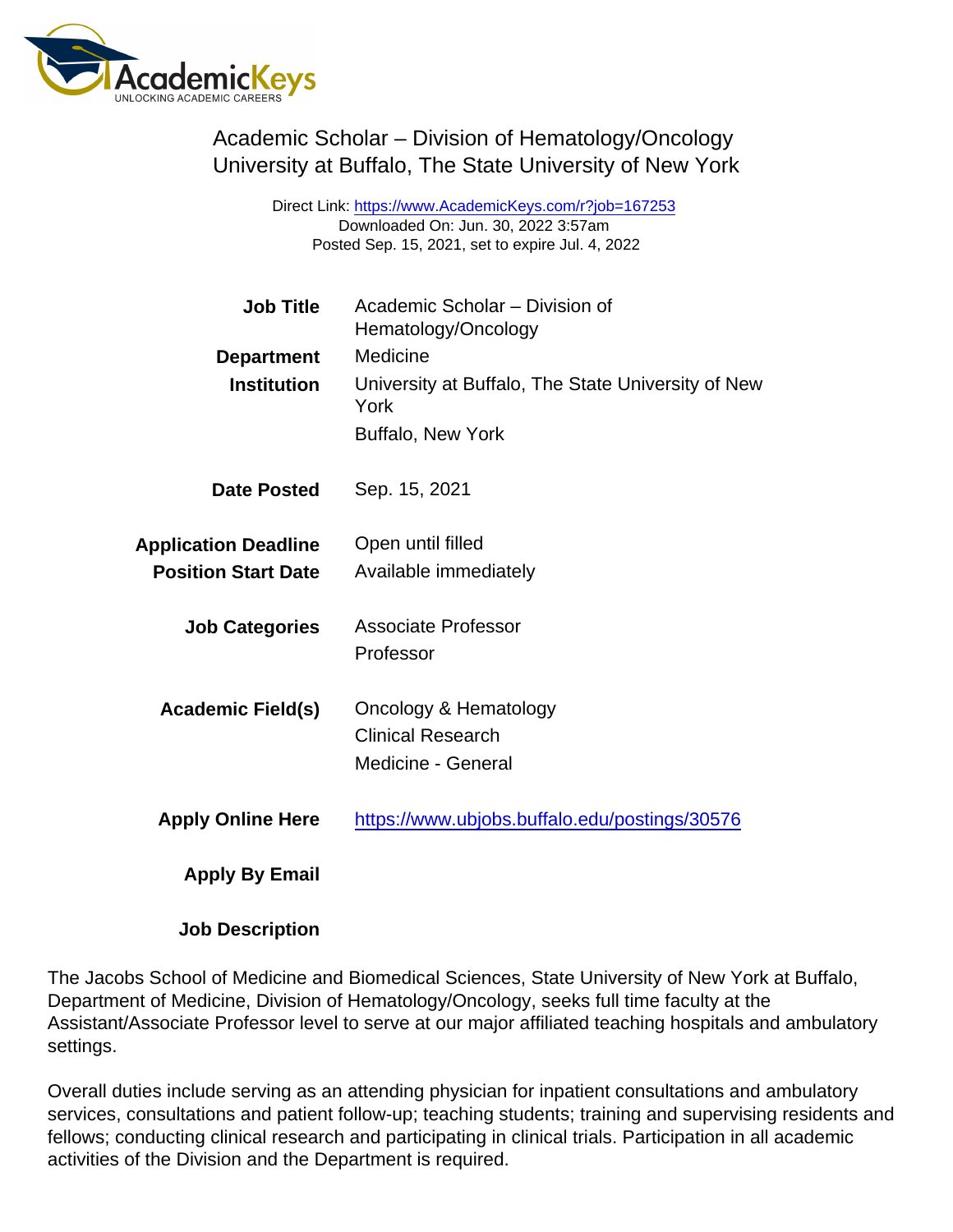# Academic Scholar – Division of Hematology/Oncology
## University at Buffalo, The State University of New York

Direct Link: https://www.AcademicKeys.com/r?job=167253
Downloaded On: Jun. 30, 2022 3:57am
Posted Sep. 15, 2021, set to expire Jul. 4, 2022

| | |
|---|---|
| **Job Title** | Academic Scholar – Division of Hematology/Oncology |
| **Department** | Medicine |
| **Institution** | University at Buffalo, The State University of New York<br>Buffalo, New York |
| **Date Posted** | Sep. 15, 2021 |
| **Application Deadline** | Open until filled |
| **Position Start Date** | Available immediately |
| **Job Categories** | Associate Professor<br>Professor |
| **Academic Field(s)** | Oncology & Hematology<br>Clinical Research<br>Medicine - General |
| **Apply Online Here** | https://www.ubjobs.buffalo.edu/postings/30576 |
| **Apply By Email** | |

**Job Description**

The Jacobs School of Medicine and Biomedical Sciences, State University of New York at Buffalo, Department of Medicine, Division of Hematology/Oncology, seeks full time faculty at the Assistant/Associate Professor level to serve at our major affiliated teaching hospitals and ambulatory settings.

Overall duties include serving as an attending physician for inpatient consultations and ambulatory services, consultations and patient follow-up; teaching students; training and supervising residents and fellows; conducting clinical research and participating in clinical trials. Participation in all academic activities of the Division and the Department is required.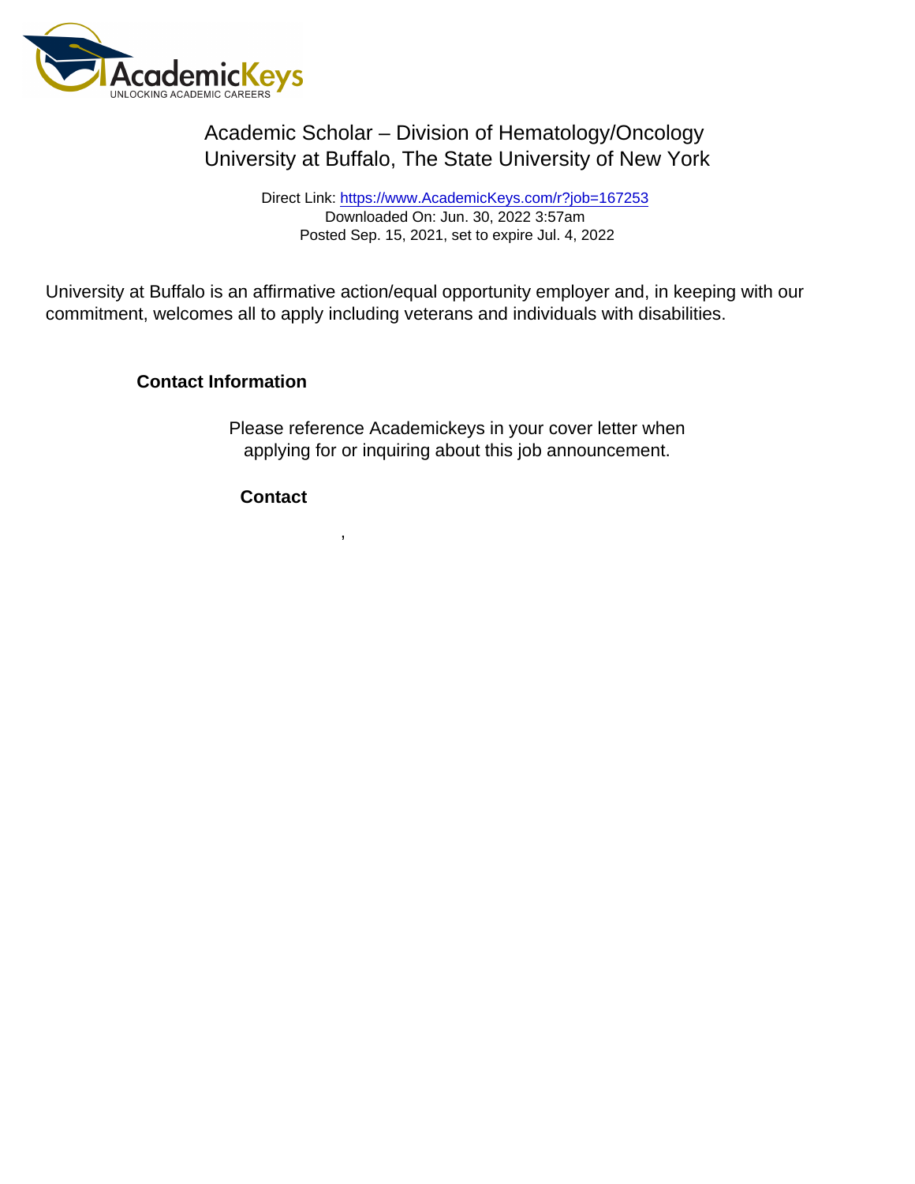Academic Scholar – Division of Hematology/Oncology
University at Buffalo, The State University of New York

Direct Link: https://www.AcademicKeys.com/r?job=167253
Downloaded On: Jun. 30, 2022 3:57am
Posted Sep. 15, 2021, set to expire Jul. 4, 2022

University at Buffalo is an affirmative action/equal opportunity employer and, in keeping with our commitment, welcomes all to apply including veterans and individuals with disabilities.

### Contact Information

Please reference Academickeys in your cover letter when applying for or inquiring about this job announcement.

**Contact**

,